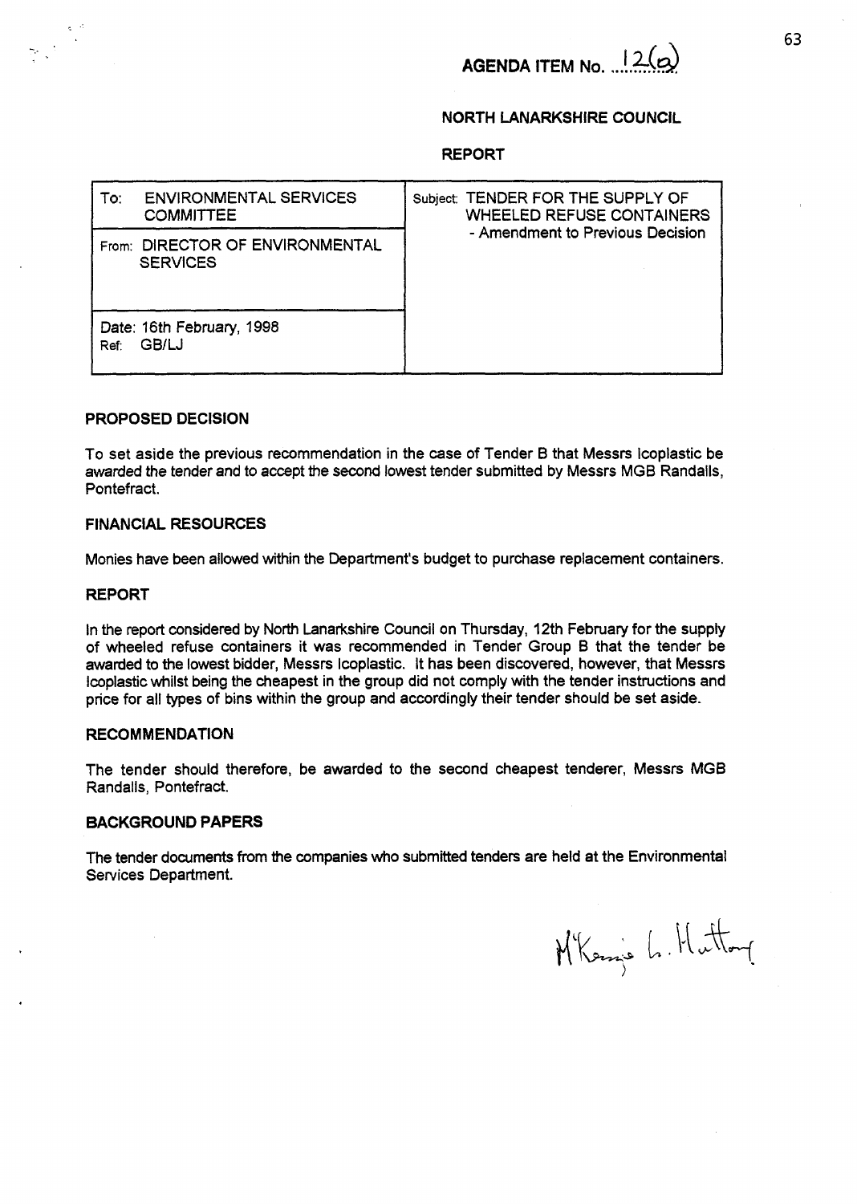**AGENDA ITEM No. 12(a)**

**NORTH LANARKSHIRE COUNCIL**

**REPORT**

| To: ENVIRONMENTAL SERVICES COMMITTEE | Subject: TENDER FOR THE SUPPLY OF WHEELED REFUSE CONTAINERS - Amendment to Previous Decision |
|---|---|
| From: DIRECTOR OF ENVIRONMENTAL SERVICES | |
| Date: 16th February, 1998<br>Ref: GB/LJ | |

### PROPOSED DECISION

To set aside the previous recommendation in the case of Tender B that Messrs Icoplastic be awarded the tender and to accept the second lowest tender submitted by Messrs MGB Randalls, Pontefract.

### FINANCIAL RESOURCES

Monies have been allowed within the Department's budget to purchase replacement containers.

### REPORT

In the report considered by North Lanarkshire Council on Thursday, 12th February for the supply of wheeled refuse containers it was recommended in Tender Group B that the tender be awarded to the lowest bidder, Messrs Icoplastic. It has been discovered, however, that Messrs Icoplastic whilst being the cheapest in the group did not comply with the tender instructions and price for all types of bins within the group and accordingly their tender should be set aside.

### RECOMMENDATION

The tender should therefore, be awarded to the second cheapest tenderer, Messrs MGB Randalls, Pontefract.

### BACKGROUND PAPERS

The tender documents from the companies who submitted tenders are held at the Environmental Services Department.

McKenzie L. Hutton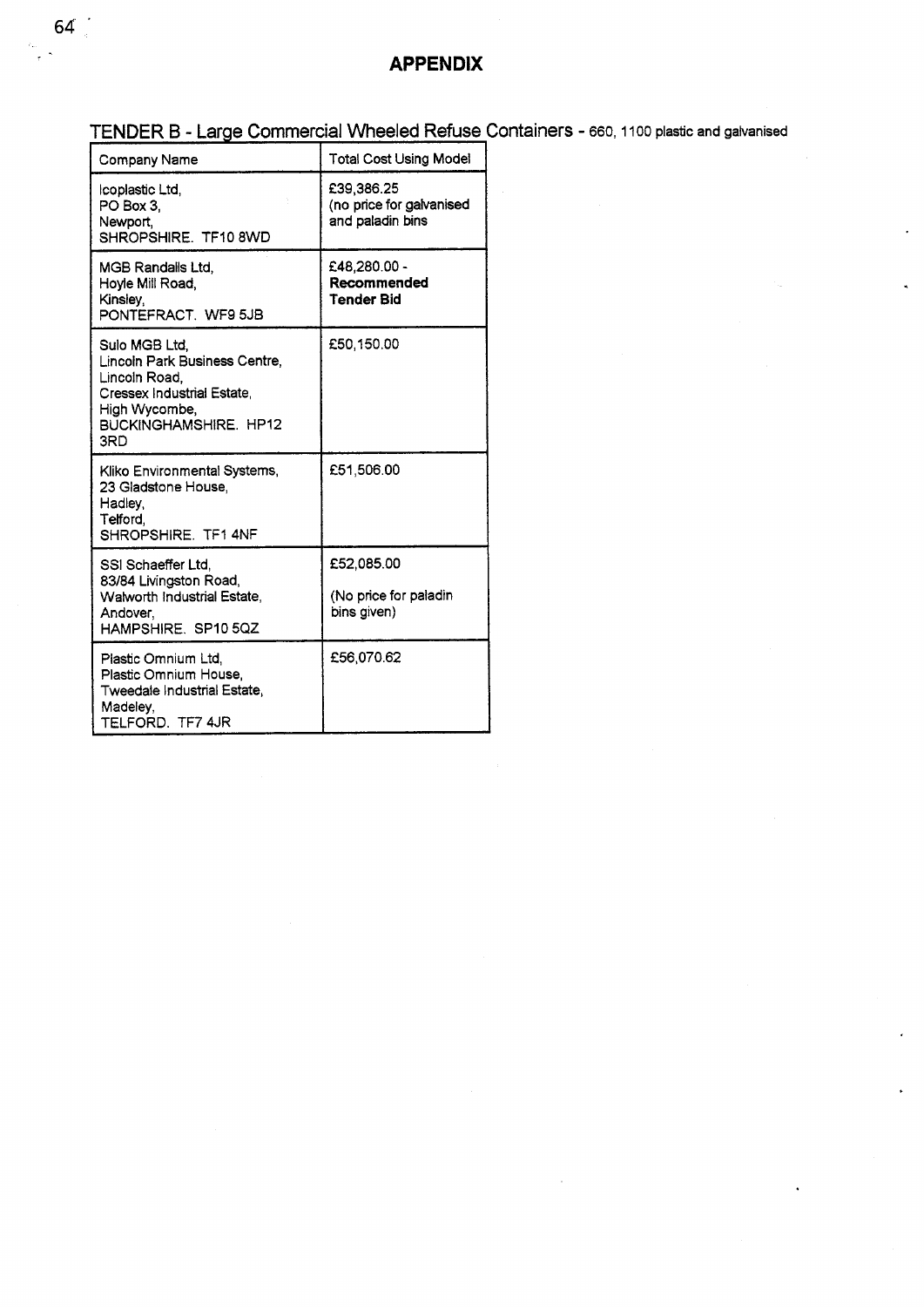# APPENDIX

## TENDER B - Large Commercial Wheeled Refuse Containers - 660, 1100 plastic and galvanised

| Company Name | Total Cost Using Model |
|---|---|
| Icoplastic Ltd, PO Box 3, Newport, SHROPSHIRE. TF10 8WD | £39,386.25 (no price for galvanised and paladin bins |
| MGB Randalls Ltd, Hoyle Mill Road, Kinsley, PONTEFRACT. WF9 5JB | £48,280.00 - **Recommended Tender Bid** |
| Sulo MGB Ltd, Lincoln Park Business Centre, Lincoln Road, Cressex Industrial Estate, High Wycombe, BUCKINGHAMSHIRE. HP12 3RD | £50,150.00 |
| Kliko Environmental Systems, 23 Gladstone House, Hadley, Telford, SHROPSHIRE. TF1 4NF | £51,506.00 |
| SSI Schaeffer Ltd, 83/84 Livingston Road, Walworth Industrial Estate, Andover, HAMPSHIRE. SP10 5QZ | £52,085.00 (No price for paladin bins given) |
| Plastic Omnium Ltd, Plastic Omnium House, Tweedale Industrial Estate, Madeley, TELFORD. TF7 4JR | £56,070.62 |